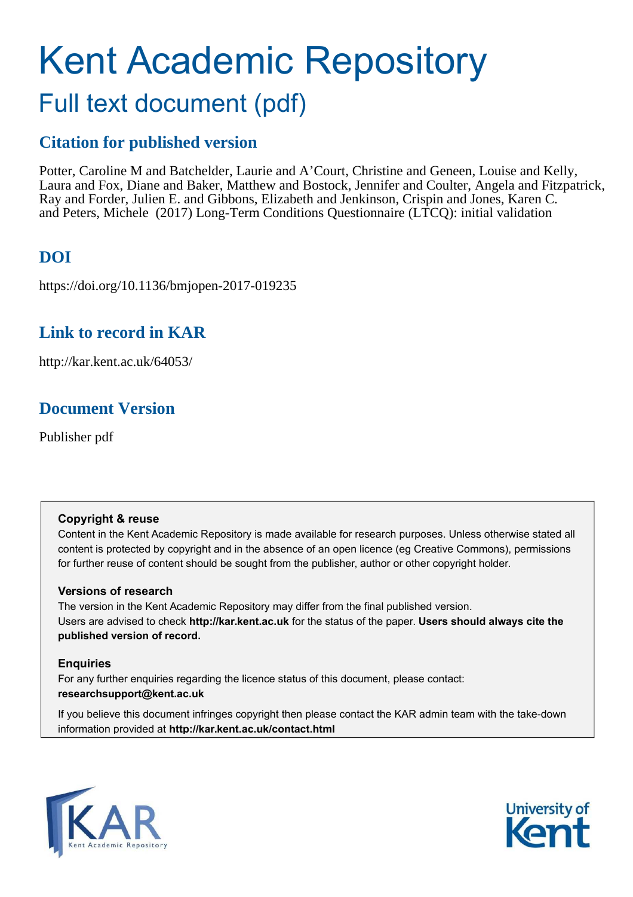# Kent Academic Repository

## Full text document (pdf)

### Citation for published version

Potter, Caroline M and Batchelder, Laurie and A'Court, Christine and Geneen, Louise and Kelly, Laura and Fox, Diane and Baker, Matthew and Bostock, Jennifer and Coulter, Angela and Fitzpatrick, Ray and Forder, Julien E. and Gibbons, Elizabeth and Jenkinson, Crispin and Jones, Karen C. and Peters, Michele (2017) Long-Term Conditions Questionnaire (LTCQ): initial validation

### DOI

https://doi.org/10.1136/bmjopen-2017-019235

### Link to record in KAR

http://kar.kent.ac.uk/64053/

### Document Version

Publisher pdf

**Copyright & reuse**

Content in the Kent Academic Repository is made available for research purposes. Unless otherwise stated all content is protected by copyright and in the absence of an open licence (eg Creative Commons), permissions for further reuse of content should be sought from the publisher, author or other copyright holder.

**Versions of research**

The version in the Kent Academic Repository may differ from the final published version. Users are advised to check **http://kar.kent.ac.uk** for the status of the paper. **Users should always cite the published version of record.**

**Enquiries**

For any further enquiries regarding the licence status of this document, please contact: **researchsupport@kent.ac.uk**

If you believe this document infringes copyright then please contact the KAR admin team with the take-down information provided at **http://kar.kent.ac.uk/contact.html**

KAR Kent Academic Repository

University of Kent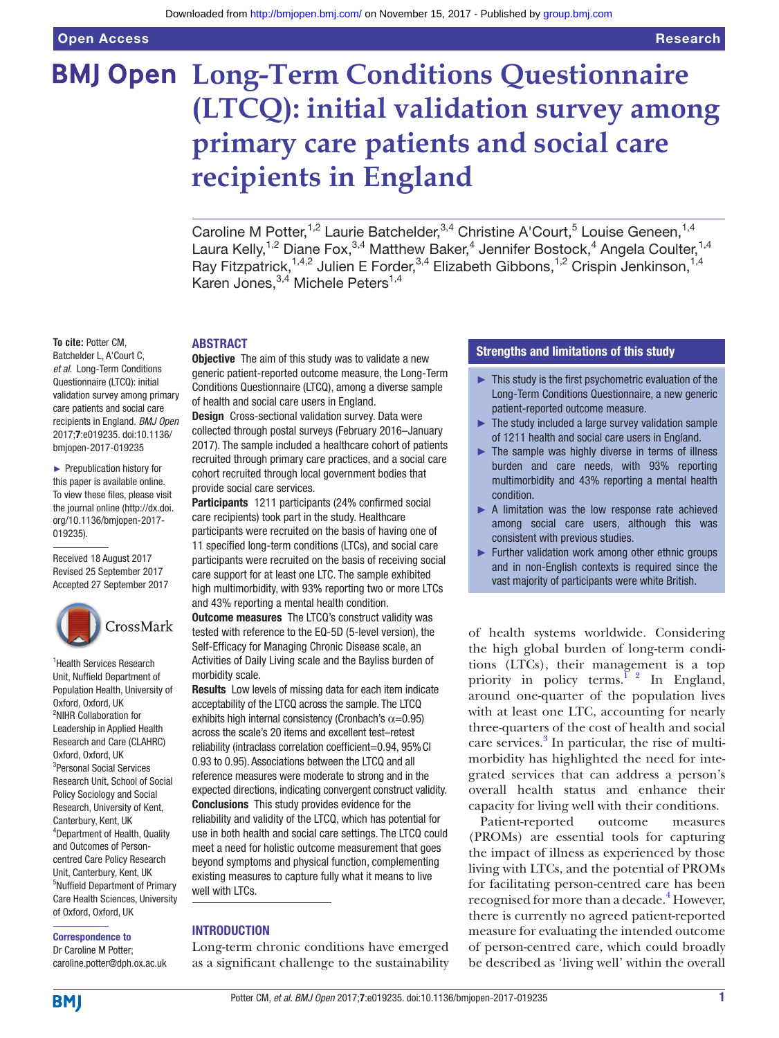# Long-Term Conditions Questionnaire (LTCQ): initial validation survey among primary care patients and social care recipients in England

Caroline M Potter,[1,2] Laurie Batchelder,[3,4] Christine A'Court,[5] Louise Geneen,[1,4] Laura Kelly,[1,2] Diane Fox,[3,4] Matthew Baker,[4] Jennifer Bostock,[4] Angela Coulter,[1,4] Ray Fitzpatrick,[1,4,2] Julien E Forder,[3,4] Elizabeth Gibbons,[1,2] Crispin Jenkinson,[1,4] Karen Jones,[3,4] Michele Peters[1,4]

**To cite:** Potter CM, Batchelder L, A'Court C, *et al*. Long-Term Conditions Questionnaire (LTCQ): initial validation survey among primary care patients and social care recipients in England. *BMJ Open* 2017;**7**:e019235. doi:10.1136/bmjopen-2017-019235

► Prepublication history for this paper is available online. To view these files, please visit the journal online (http://dx.doi.org/10.1136/bmjopen-2017-019235).

Received 18 August 2017
Revised 25 September 2017
Accepted 27 September 2017

[1]Health Services Research Unit, Nuffield Department of Population Health, University of Oxford, Oxford, UK
[2]NIHR Collaboration for Leadership in Applied Health Research and Care (CLAHRC) Oxford, Oxford, UK
[3]Personal Social Services Research Unit, School of Social Policy Sociology and Social Research, University of Kent, Canterbury, Kent, UK
[4]Department of Health, Quality and Outcomes of Person-centred Care Policy Research Unit, Canterbury, Kent, UK
[5]Nuffield Department of Primary Care Health Sciences, University of Oxford, Oxford, UK

**Correspondence to**
Dr Caroline M Potter;
caroline.potter@dph.ox.ac.uk

## ABSTRACT

**Objective** The aim of this study was to validate a new generic patient-reported outcome measure, the Long-Term Conditions Questionnaire (LTCQ), among a diverse sample of health and social care users in England.

**Design** Cross-sectional validation survey. Data were collected through postal surveys (February 2016–January 2017). The sample included a healthcare cohort of patients recruited through primary care practices, and a social care cohort recruited through local government bodies that provide social care services.

**Participants** 1211 participants (24% confirmed social care recipients) took part in the study. Healthcare participants were recruited on the basis of having one of 11 specified long-term conditions (LTCs), and social care participants were recruited on the basis of receiving social care support for at least one LTC. The sample exhibited high multimorbidity, with 93% reporting two or more LTCs and 43% reporting a mental health condition.

**Outcome measures** The LTCQ's construct validity was tested with reference to the EQ-5D (5-level version), the Self-Efficacy for Managing Chronic Disease scale, an Activities of Daily Living scale and the Bayliss burden of morbidity scale.

**Results** Low levels of missing data for each item indicate acceptability of the LTCQ across the sample. The LTCQ exhibits high internal consistency (Cronbach's $\alpha$=0.95) across the scale's 20 items and excellent test–retest reliability (intraclass correlation coefficient=0.94, 95% CI 0.93 to 0.95). Associations between the LTCQ and all reference measures were moderate to strong and in the expected directions, indicating convergent construct validity.

**Conclusions** This study provides evidence for the reliability and validity of the LTCQ, which has potential for use in both health and social care settings. The LTCQ could meet a need for holistic outcome measurement that goes beyond symptoms and physical function, complementing existing measures to capture fully what it means to live well with LTCs.

## Strengths and limitations of this study

- ► This study is the first psychometric evaluation of the Long-Term Conditions Questionnaire, a new generic patient-reported outcome measure.
- ► The study included a large survey validation sample of 1211 health and social care users in England.
- ► The sample was highly diverse in terms of illness burden and care needs, with 93% reporting multimorbidity and 43% reporting a mental health condition.
- ► A limitation was the low response rate achieved among social care users, although this was consistent with previous studies.
- ► Further validation work among other ethnic groups and in non-English contexts is required since the vast majority of participants were white British.

## INTRODUCTION

Long-term chronic conditions have emerged as a significant challenge to the sustainability of health systems worldwide. Considering the high global burden of long-term conditions (LTCs), their management is a top priority in policy terms.[1 2] In England, around one-quarter of the population lives with at least one LTC, accounting for nearly three-quarters of the cost of health and social care services.[3] In particular, the rise of multimorbidity has highlighted the need for integrated services that can address a person's overall health status and enhance their capacity for living well with their conditions.

Patient-reported outcome measures (PROMs) are essential tools for capturing the impact of illness as experienced by those living with LTCs, and the potential of PROMs for facilitating person-centred care has been recognised for more than a decade.[4] However, there is currently no agreed patient-reported measure for evaluating the intended outcome of person-centred care, which could broadly be described as 'living well' within the overall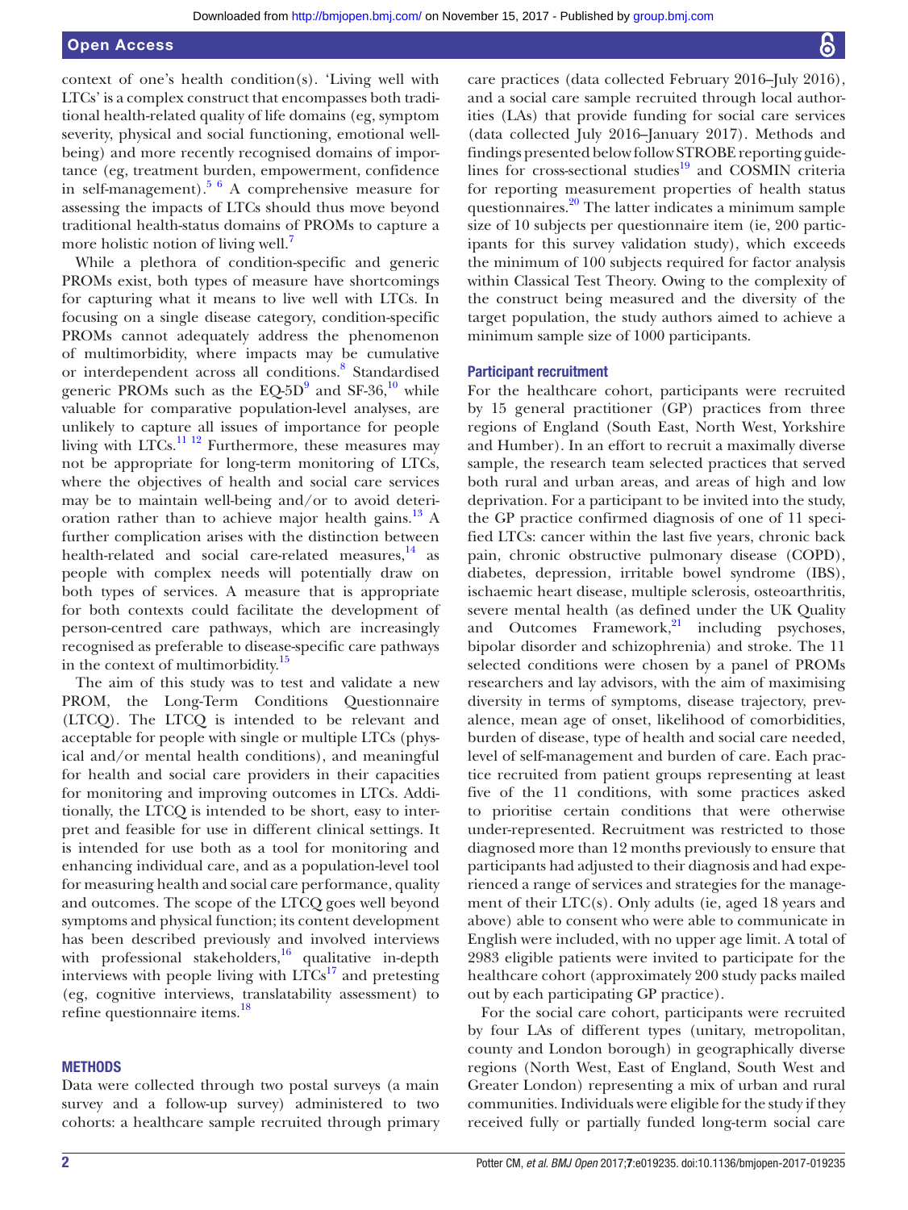context of one's health condition(s). 'Living well with LTCs' is a complex construct that encompasses both traditional health-related quality of life domains (eg, symptom severity, physical and social functioning, emotional well-being) and more recently recognised domains of importance (eg, treatment burden, empowerment, confidence in self-management).[5,6] A comprehensive measure for assessing the impacts of LTCs should thus move beyond traditional health-status domains of PROMs to capture a more holistic notion of living well.[7]

While a plethora of condition-specific and generic PROMs exist, both types of measure have shortcomings for capturing what it means to live well with LTCs. In focusing on a single disease category, condition-specific PROMs cannot adequately address the phenomenon of multimorbidity, where impacts may be cumulative or interdependent across all conditions.[8] Standardised generic PROMs such as the EQ-5D[9] and SF-36,[10] while valuable for comparative population-level analyses, are unlikely to capture all issues of importance for people living with LTCs.[11,12] Furthermore, these measures may not be appropriate for long-term monitoring of LTCs, where the objectives of health and social care services may be to maintain well-being and/or to avoid deterioration rather than to achieve major health gains.[13] A further complication arises with the distinction between health-related and social care-related measures,[14] as people with complex needs will potentially draw on both types of services. A measure that is appropriate for both contexts could facilitate the development of person-centred care pathways, which are increasingly recognised as preferable to disease-specific care pathways in the context of multimorbidity.[15]

The aim of this study was to test and validate a new PROM, the Long-Term Conditions Questionnaire (LTCQ). The LTCQ is intended to be relevant and acceptable for people with single or multiple LTCs (physical and/or mental health conditions), and meaningful for health and social care providers in their capacities for monitoring and improving outcomes in LTCs. Additionally, the LTCQ is intended to be short, easy to interpret and feasible for use in different clinical settings. It is intended for use both as a tool for monitoring and enhancing individual care, and as a population-level tool for measuring health and social care performance, quality and outcomes. The scope of the LTCQ goes well beyond symptoms and physical function; its content development has been described previously and involved interviews with professional stakeholders,[16] qualitative in-depth interviews with people living with LTCs[17] and pretesting (eg, cognitive interviews, translatability assessment) to refine questionnaire items.[18]

## METHODS

Data were collected through two postal surveys (a main survey and a follow-up survey) administered to two cohorts: a healthcare sample recruited through primary care practices (data collected February 2016–July 2016), and a social care sample recruited through local authorities (LAs) that provide funding for social care services (data collected July 2016–January 2017). Methods and findings presented below follow STROBE reporting guidelines for cross-sectional studies[19] and COSMIN criteria for reporting measurement properties of health status questionnaires.[20] The latter indicates a minimum sample size of 10 subjects per questionnaire item (ie, 200 participants for this survey validation study), which exceeds the minimum of 100 subjects required for factor analysis within Classical Test Theory. Owing to the complexity of the construct being measured and the diversity of the target population, the study authors aimed to achieve a minimum sample size of 1000 participants.

### Participant recruitment

For the healthcare cohort, participants were recruited by 15 general practitioner (GP) practices from three regions of England (South East, North West, Yorkshire and Humber). In an effort to recruit a maximally diverse sample, the research team selected practices that served both rural and urban areas, and areas of high and low deprivation. For a participant to be invited into the study, the GP practice confirmed diagnosis of one of 11 specified LTCs: cancer within the last five years, chronic back pain, chronic obstructive pulmonary disease (COPD), diabetes, depression, irritable bowel syndrome (IBS), ischaemic heart disease, multiple sclerosis, osteoarthritis, severe mental health (as defined under the UK Quality and Outcomes Framework,[21] including psychoses, bipolar disorder and schizophrenia) and stroke. The 11 selected conditions were chosen by a panel of PROMs researchers and lay advisors, with the aim of maximising diversity in terms of symptoms, disease trajectory, prevalence, mean age of onset, likelihood of comorbidities, burden of disease, type of health and social care needed, level of self-management and burden of care. Each practice recruited from patient groups representing at least five of the 11 conditions, with some practices asked to prioritise certain conditions that were otherwise under-represented. Recruitment was restricted to those diagnosed more than 12 months previously to ensure that participants had adjusted to their diagnosis and had experienced a range of services and strategies for the management of their LTC(s). Only adults (ie, aged 18 years and above) able to consent who were able to communicate in English were included, with no upper age limit. A total of 2983 eligible patients were invited to participate for the healthcare cohort (approximately 200 study packs mailed out by each participating GP practice).

For the social care cohort, participants were recruited by four LAs of different types (unitary, metropolitan, county and London borough) in geographically diverse regions (North West, East of England, South West and Greater London) representing a mix of urban and rural communities. Individuals were eligible for the study if they received fully or partially funded long-term social care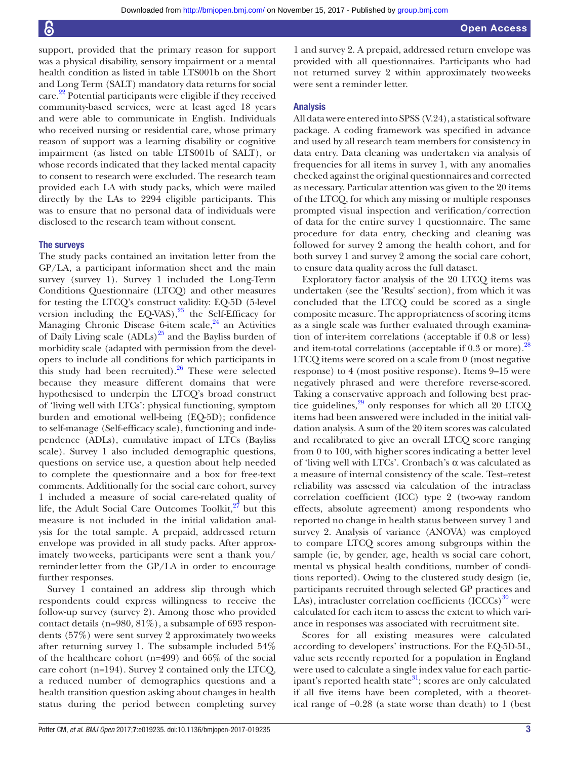support, provided that the primary reason for support was a physical disability, sensory impairment or a mental health condition as listed in table LTS001b on the Short and Long Term (SALT) mandatory data returns for social care.[22] Potential participants were eligible if they received community-based services, were at least aged 18 years and were able to communicate in English. Individuals who received nursing or residential care, whose primary reason of support was a learning disability or cognitive impairment (as listed on table LTS001b of SALT), or whose records indicated that they lacked mental capacity to consent to research were excluded. The research team provided each LA with study packs, which were mailed directly by the LAs to 2294 eligible participants. This was to ensure that no personal data of individuals were disclosed to the research team without consent.

### The surveys

The study packs contained an invitation letter from the GP/LA, a participant information sheet and the main survey (survey 1). Survey 1 included the Long-Term Conditions Questionnaire (LTCQ) and other measures for testing the LTCQ's construct validity: EQ-5D (5-level version including the EQ-VAS),[23] the Self-Efficacy for Managing Chronic Disease 6-item scale,[24] an Activities of Daily Living scale (ADLs)[25] and the Bayliss burden of morbidity scale (adapted with permission from the developers to include all conditions for which participants in this study had been recruited).[26] These were selected because they measure different domains that were hypothesised to underpin the LTCQ's broad construct of 'living well with LTCs': physical functioning, symptom burden and emotional well-being (EQ-5D); confidence to self-manage (Self-efficacy scale), functioning and independence (ADLs), cumulative impact of LTCs (Bayliss scale). Survey 1 also included demographic questions, questions on service use, a question about help needed to complete the questionnaire and a box for free-text comments. Additionally for the social care cohort, survey 1 included a measure of social care-related quality of life, the Adult Social Care Outcomes Toolkit,[27] but this measure is not included in the initial validation analysis for the total sample. A prepaid, addressed return envelope was provided in all study packs. After approximately two weeks, participants were sent a thank you/reminder letter from the GP/LA in order to encourage further responses.

Survey 1 contained an address slip through which respondents could express willingness to receive the follow-up survey (survey 2). Among those who provided contact details (n=980, 81%), a subsample of 693 respondents (57%) were sent survey 2 approximately two weeks after returning survey 1. The subsample included 54% of the healthcare cohort (n=499) and 66% of the social care cohort (n=194). Survey 2 contained only the LTCQ, a reduced number of demographics questions and a health transition question asking about changes in health status during the period between completing survey 1 and survey 2. A prepaid, addressed return envelope was provided with all questionnaires. Participants who had not returned survey 2 within approximately two weeks were sent a reminder letter.

### Analysis

All data were entered into SPSS (V.24), a statistical software package. A coding framework was specified in advance and used by all research team members for consistency in data entry. Data cleaning was undertaken via analysis of frequencies for all items in survey 1, with any anomalies checked against the original questionnaires and corrected as necessary. Particular attention was given to the 20 items of the LTCQ, for which any missing or multiple responses prompted visual inspection and verification/correction of data for the entire survey 1 questionnaire. The same procedure for data entry, checking and cleaning was followed for survey 2 among the health cohort, and for both survey 1 and survey 2 among the social care cohort, to ensure data quality across the full dataset.

Exploratory factor analysis of the 20 LTCQ items was undertaken (see the 'Results' section), from which it was concluded that the LTCQ could be scored as a single composite measure. The appropriateness of scoring items as a single scale was further evaluated through examination of inter-item correlations (acceptable if 0.8 or less) and item-total correlations (acceptable if 0.3 or more).[28] LTCQ items were scored on a scale from 0 (most negative response) to 4 (most positive response). Items 9–15 were negatively phrased and were therefore reverse-scored. Taking a conservative approach and following best practice guidelines,[29] only responses for which all 20 LTCQ items had been answered were included in the initial validation analysis. A sum of the 20 item scores was calculated and recalibrated to give an overall LTCQ score ranging from 0 to 100, with higher scores indicating a better level of 'living well with LTCs'. Cronbach's α was calculated as a measure of internal consistency of the scale. Test–retest reliability was assessed via calculation of the intraclass correlation coefficient (ICC) type 2 (two-way random effects, absolute agreement) among respondents who reported no change in health status between survey 1 and survey 2. Analysis of variance (ANOVA) was employed to compare LTCQ scores among subgroups within the sample (ie, by gender, age, health vs social care cohort, mental vs physical health conditions, number of conditions reported). Owing to the clustered study design (ie, participants recruited through selected GP practices and LAs), intracluster correlation coefficients (ICCCs)[30] were calculated for each item to assess the extent to which variance in responses was associated with recruitment site.

Scores for all existing measures were calculated according to developers' instructions. For the EQ-5D-5L, value sets recently reported for a population in England were used to calculate a single index value for each participant's reported health state[31]; scores are only calculated if all five items have been completed, with a theoretical range of −0.28 (a state worse than death) to 1 (best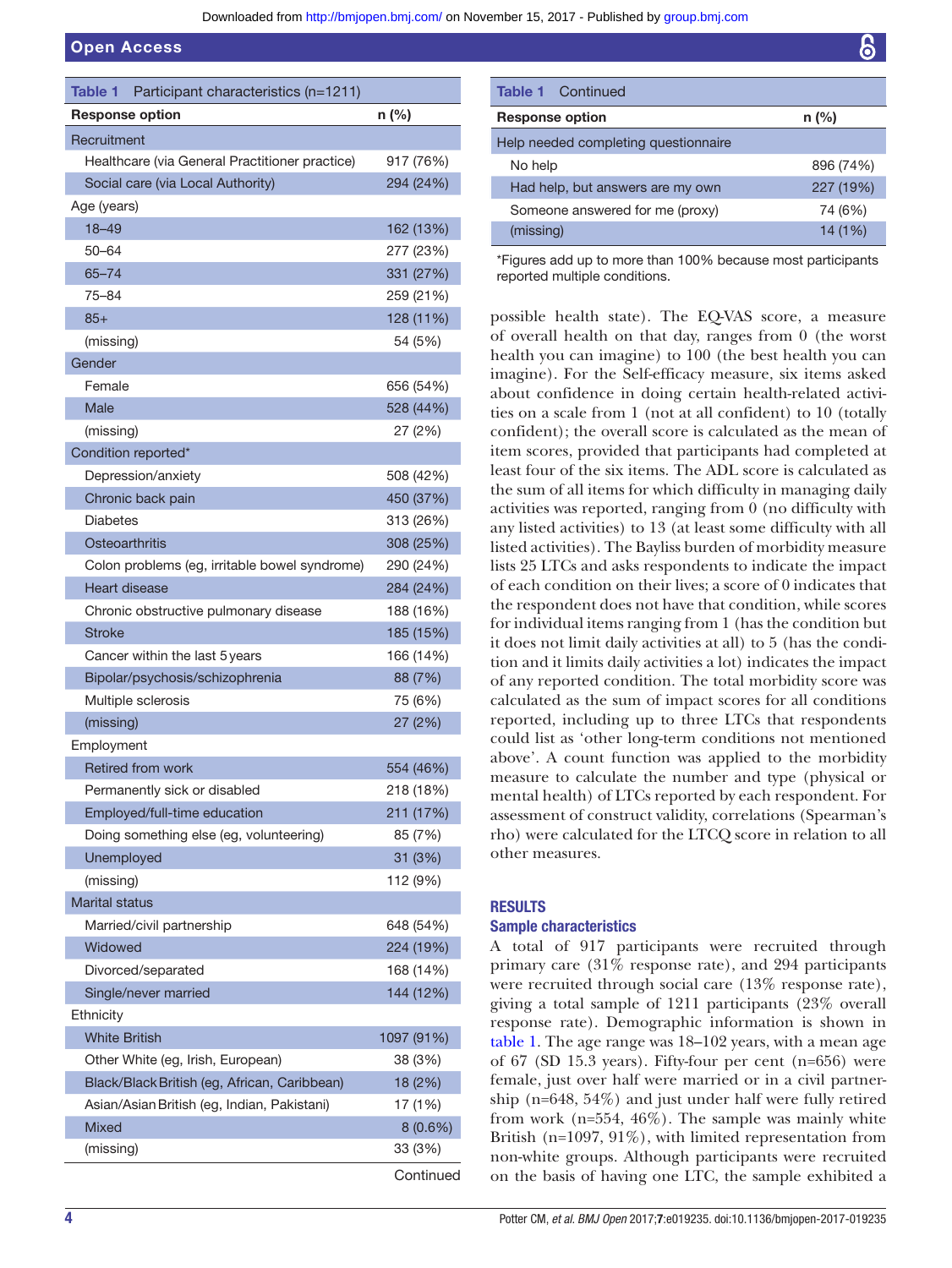**Table 1** Participant characteristics (n=1211)

| Response option | n (%) |
|---|---|
| **Recruitment** | |
| Healthcare (via General Practitioner practice) | 917 (76%) |
| Social care (via Local Authority) | 294 (24%) |
| **Age (years)** | |
| 18–49 | 162 (13%) |
| 50–64 | 277 (23%) |
| 65–74 | 331 (27%) |
| 75–84 | 259 (21%) |
| 85+ | 128 (11%) |
| (missing) | 54 (5%) |
| **Gender** | |
| Female | 656 (54%) |
| Male | 528 (44%) |
| (missing) | 27 (2%) |
| **Condition reported*** | |
| Depression/anxiety | 508 (42%) |
| Chronic back pain | 450 (37%) |
| Diabetes | 313 (26%) |
| Osteoarthritis | 308 (25%) |
| Colon problems (eg, irritable bowel syndrome) | 290 (24%) |
| Heart disease | 284 (24%) |
| Chronic obstructive pulmonary disease | 188 (16%) |
| Stroke | 185 (15%) |
| Cancer within the last 5 years | 166 (14%) |
| Bipolar/psychosis/schizophrenia | 88 (7%) |
| Multiple sclerosis | 75 (6%) |
| (missing) | 27 (2%) |
| **Employment** | |
| Retired from work | 554 (46%) |
| Permanently sick or disabled | 218 (18%) |
| Employed/full-time education | 211 (17%) |
| Doing something else (eg, volunteering) | 85 (7%) |
| Unemployed | 31 (3%) |
| (missing) | 112 (9%) |
| **Marital status** | |
| Married/civil partnership | 648 (54%) |
| Widowed | 224 (19%) |
| Divorced/separated | 168 (14%) |
| Single/never married | 144 (12%) |
| **Ethnicity** | |
| White British | 1097 (91%) |
| Other White (eg, Irish, European) | 38 (3%) |
| Black/Black British (eg, African, Caribbean) | 18 (2%) |
| Asian/Asian British (eg, Indian, Pakistani) | 17 (1%) |
| Mixed | 8 (0.6%) |
| (missing) | 33 (3%) |
| **Help needed completing questionnaire** | |
| No help | 896 (74%) |
| Had help, but answers are my own | 227 (19%) |
| Someone answered for me (proxy) | 74 (6%) |
| (missing) | 14 (1%) |

*Figures add up to more than 100% because most participants reported multiple conditions.

possible health state). The EQ-VAS score, a measure of overall health on that day, ranges from 0 (the worst health you can imagine) to 100 (the best health you can imagine). For the Self-efficacy measure, six items asked about confidence in doing certain health-related activities on a scale from 1 (not at all confident) to 10 (totally confident); the overall score is calculated as the mean of item scores, provided that participants had completed at least four of the six items. The ADL score is calculated as the sum of all items for which difficulty in managing daily activities was reported, ranging from 0 (no difficulty with any listed activities) to 13 (at least some difficulty with all listed activities). The Bayliss burden of morbidity measure lists 25 LTCs and asks respondents to indicate the impact of each condition on their lives; a score of 0 indicates that the respondent does not have that condition, while scores for individual items ranging from 1 (has the condition but it does not limit daily activities at all) to 5 (has the condition and it limits daily activities a lot) indicates the impact of any reported condition. The total morbidity score was calculated as the sum of impact scores for all conditions reported, including up to three LTCs that respondents could list as 'other long-term conditions not mentioned above'. A count function was applied to the morbidity measure to calculate the number and type (physical or mental health) of LTCs reported by each respondent. For assessment of construct validity, correlations (Spearman's rho) were calculated for the LTCQ score in relation to all other measures.

## RESULTS

### Sample characteristics

A total of 917 participants were recruited through primary care (31% response rate), and 294 participants were recruited through social care (13% response rate), giving a total sample of 1211 participants (23% overall response rate). Demographic information is shown in table 1. The age range was 18–102 years, with a mean age of 67 (SD 15.3 years). Fifty-four per cent (n=656) were female, just over half were married or in a civil partnership (n=648, 54%) and just under half were fully retired from work (n=554, 46%). The sample was mainly white British (n=1097, 91%), with limited representation from non-white groups. Although participants were recruited on the basis of having one LTC, the sample exhibited a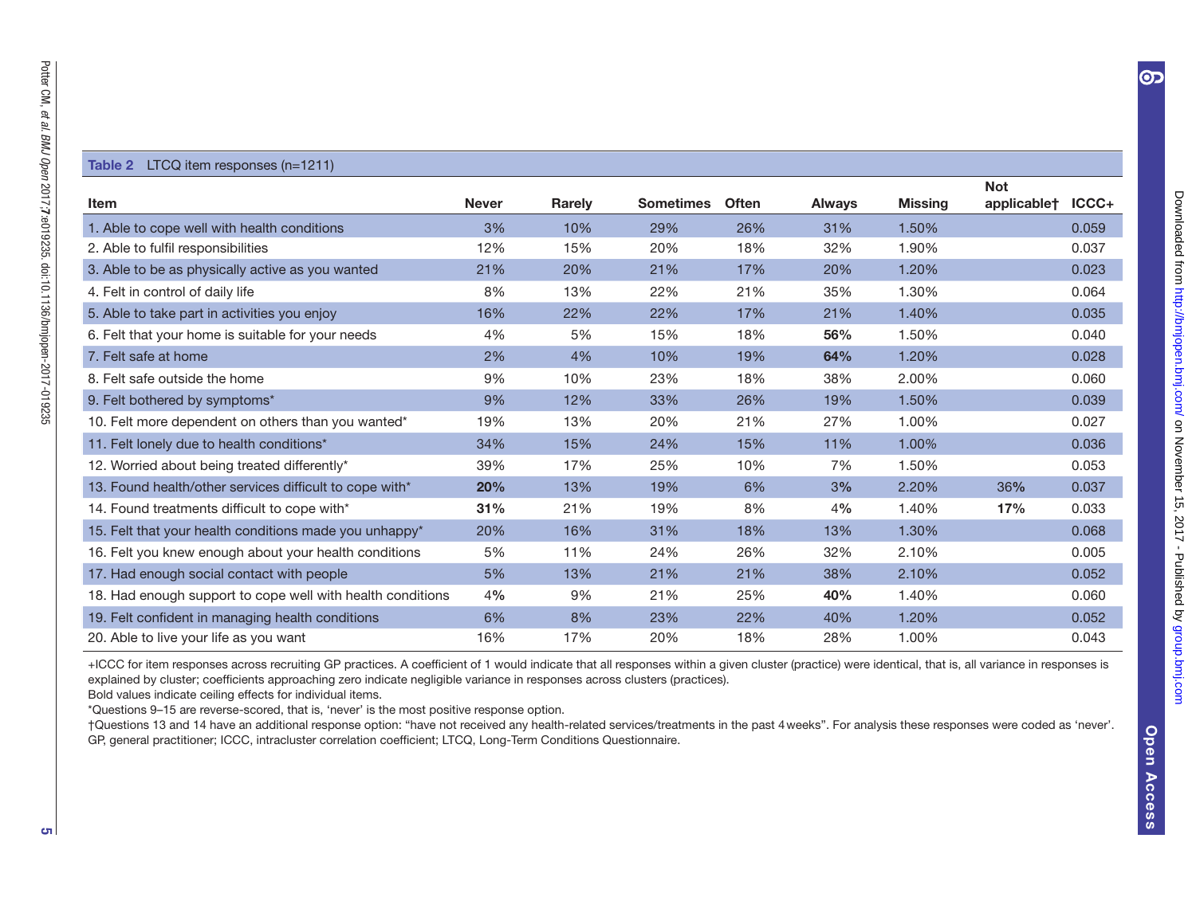**Table 2** LTCQ item responses (n=1211)

| Item | Never | Rarely | Sometimes | Often | Always | Missing | Not applicable† | ICCC+ |
|---|---|---|---|---|---|---|---|---|
| 1. Able to cope well with health conditions | 3% | 10% | 29% | 26% | 31% | 1.50% | | 0.059 |
| 2. Able to fulfil responsibilities | 12% | 15% | 20% | 18% | 32% | 1.90% | | 0.037 |
| 3. Able to be as physically active as you wanted | 21% | 20% | 21% | 17% | 20% | 1.20% | | 0.023 |
| 4. Felt in control of daily life | 8% | 13% | 22% | 21% | 35% | 1.30% | | 0.064 |
| 5. Able to take part in activities you enjoy | 16% | 22% | 22% | 17% | 21% | 1.40% | | 0.035 |
| 6. Felt that your home is suitable for your needs | 4% | 5% | 15% | 18% | **56%** | 1.50% | | 0.040 |
| 7. Felt safe at home | 2% | 4% | 10% | 19% | **64%** | 1.20% | | 0.028 |
| 8. Felt safe outside the home | 9% | 10% | 23% | 18% | 38% | 2.00% | | 0.060 |
| 9. Felt bothered by symptoms* | 9% | 12% | 33% | 26% | 19% | 1.50% | | 0.039 |
| 10. Felt more dependent on others than you wanted* | 19% | 13% | 20% | 21% | 27% | 1.00% | | 0.027 |
| 11. Felt lonely due to health conditions* | 34% | 15% | 24% | 15% | 11% | 1.00% | | 0.036 |
| 12. Worried about being treated differently* | 39% | 17% | 25% | 10% | 7% | 1.50% | | 0.053 |
| 13. Found health/other services difficult to cope with* | **20%** | 13% | 19% | 6% | 3% | 2.20% | 36% | 0.037 |
| 14. Found treatments difficult to cope with* | **31%** | 21% | 19% | 8% | 4% | 1.40% | **17%** | 0.033 |
| 15. Felt that your health conditions made you unhappy* | 20% | 16% | 31% | 18% | 13% | 1.30% | | 0.068 |
| 16. Felt you knew enough about your health conditions | 5% | 11% | 24% | 26% | 32% | 2.10% | | 0.005 |
| 17. Had enough social contact with people | 5% | 13% | 21% | 21% | 38% | 2.10% | | 0.052 |
| 18. Had enough support to cope well with health conditions | 4% | 9% | 21% | 25% | **40%** | 1.40% | | 0.060 |
| 19. Felt confident in managing health conditions | 6% | 8% | 23% | 22% | 40% | 1.20% | | 0.052 |
| 20. Able to live your life as you want | 16% | 17% | 20% | 18% | 28% | 1.00% | | 0.043 |

+ICCC for item responses across recruiting GP practices. A coefficient of 1 would indicate that all responses within a given cluster (practice) were identical, that is, all variance in responses is explained by cluster; coefficients approaching zero indicate negligible variance in responses across clusters (practices).

Bold values indicate ceiling effects for individual items.

*Questions 9–15 are reverse-scored, that is, 'never' is the most positive response option.

†Questions 13 and 14 have an additional response option: "have not received any health-related services/treatments in the past 4 weeks". For analysis these responses were coded as 'never'.

GP, general practitioner; ICCC, intracluster correlation coefficient; LTCQ, Long-Term Conditions Questionnaire.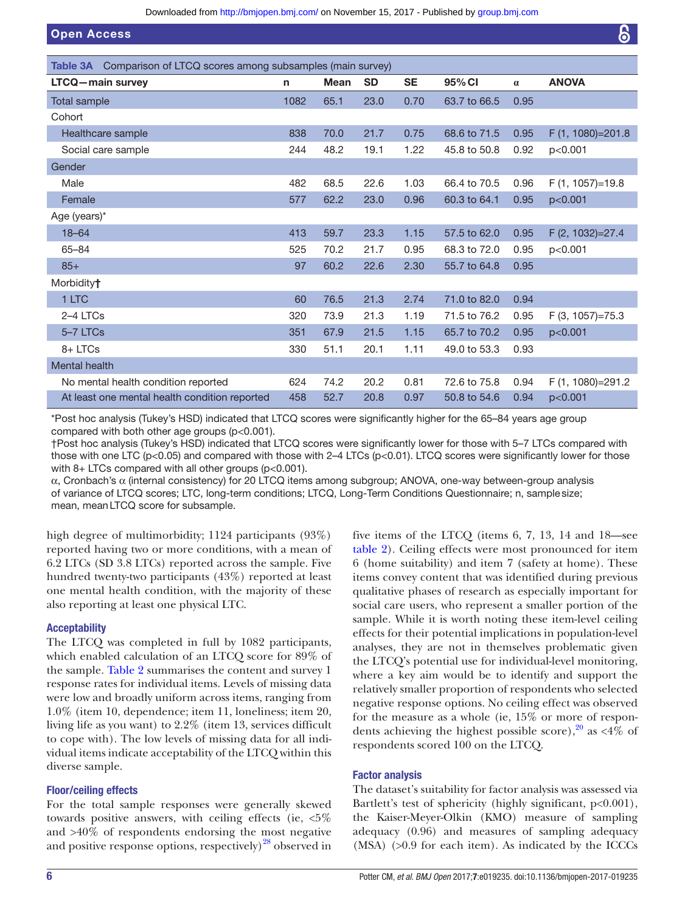**Table 3A** Comparison of LTCQ scores among subsamples (main survey)

| LTCQ—main survey | n | Mean | SD | SE | 95% CI | α | ANOVA |
|---|---|---|---|---|---|---|---|
| Total sample | 1082 | 65.1 | 23.0 | 0.70 | 63.7 to 66.5 | 0.95 | |
| Cohort | | | | | | | |
| Healthcare sample | 838 | 70.0 | 21.7 | 0.75 | 68.6 to 71.5 | 0.95 | F (1, 1080)=201.8 |
| Social care sample | 244 | 48.2 | 19.1 | 1.22 | 45.8 to 50.8 | 0.92 | p<0.001 |
| Gender | | | | | | | |
| Male | 482 | 68.5 | 22.6 | 1.03 | 66.4 to 70.5 | 0.96 | F (1, 1057)=19.8 |
| Female | 577 | 62.2 | 23.0 | 0.96 | 60.3 to 64.1 | 0.95 | p<0.001 |
| Age (years)* | | | | | | | |
| 18–64 | 413 | 59.7 | 23.3 | 1.15 | 57.5 to 62.0 | 0.95 | F (2, 1032)=27.4 |
| 65–84 | 525 | 70.2 | 21.7 | 0.95 | 68.3 to 72.0 | 0.95 | p<0.001 |
| 85+ | 97 | 60.2 | 22.6 | 2.30 | 55.7 to 64.8 | 0.95 | |
| Morbidity† | | | | | | | |
| 1 LTC | 60 | 76.5 | 21.3 | 2.74 | 71.0 to 82.0 | 0.94 | |
| 2–4 LTCs | 320 | 73.9 | 21.3 | 1.19 | 71.5 to 76.2 | 0.95 | F (3, 1057)=75.3 |
| 5–7 LTCs | 351 | 67.9 | 21.5 | 1.15 | 65.7 to 70.2 | 0.95 | p<0.001 |
| 8+ LTCs | 330 | 51.1 | 20.1 | 1.11 | 49.0 to 53.3 | 0.93 | |
| Mental health | | | | | | | |
| No mental health condition reported | 624 | 74.2 | 20.2 | 0.81 | 72.6 to 75.8 | 0.94 | F (1, 1080)=291.2 |
| At least one mental health condition reported | 458 | 52.7 | 20.8 | 0.97 | 50.8 to 54.6 | 0.94 | p<0.001 |

*Post hoc analysis (Tukey's HSD) indicated that LTCQ scores were significantly higher for the 65–84 years age group compared with both other age groups (p<0.001).
†Post hoc analysis (Tukey's HSD) indicated that LTCQ scores were significantly lower for those with 5–7 LTCs compared with those with one LTC (p<0.05) and compared with those with 2–4 LTCs (p<0.01). LTCQ scores were significantly lower for those with 8+ LTCs compared with all other groups (p<0.001).
α, Cronbach's α (internal consistency) for 20 LTCQ items among subgroup; ANOVA, one-way between-group analysis of variance of LTCQ scores; LTC, long-term conditions; LTCQ, Long-Term Conditions Questionnaire; n, sample size; mean, mean LTCQ score for subsample.

high degree of multimorbidity; 1124 participants (93%) reported having two or more conditions, with a mean of 6.2 LTCs (SD 3.8 LTCs) reported across the sample. Five hundred twenty-two participants (43%) reported at least one mental health condition, with the majority of these also reporting at least one physical LTC.

### Acceptability

The LTCQ was completed in full by 1082 participants, which enabled calculation of an LTCQ score for 89% of the sample. Table 2 summarises the content and survey 1 response rates for individual items. Levels of missing data were low and broadly uniform across items, ranging from 1.0% (item 10, dependence; item 11, loneliness; item 20, living life as you want) to 2.2% (item 13, services difficult to cope with). The low levels of missing data for all individual items indicate acceptability of the LTCQ within this diverse sample.

### Floor/ceiling effects

For the total sample responses were generally skewed towards positive answers, with ceiling effects (ie, <5% and >40% of respondents endorsing the most negative and positive response options, respectively)[28] observed in five items of the LTCQ (items 6, 7, 13, 14 and 18—see table 2). Ceiling effects were most pronounced for item 6 (home suitability) and item 7 (safety at home). These items convey content that was identified during previous qualitative phases of research as especially important for social care users, who represent a smaller portion of the sample. While it is worth noting these item-level ceiling effects for their potential implications in population-level analyses, they are not in themselves problematic given the LTCQ's potential use for individual-level monitoring, where a key aim would be to identify and support the relatively smaller proportion of respondents who selected negative response options. No ceiling effect was observed for the measure as a whole (ie, 15% or more of respondents achieving the highest possible score),[20] as <4% of respondents scored 100 on the LTCQ.

### Factor analysis

The dataset's suitability for factor analysis was assessed via Bartlett's test of sphericity (highly significant, p<0.001), the Kaiser-Meyer-Olkin (KMO) measure of sampling adequacy (0.96) and measures of sampling adequacy (MSA) (>0.9 for each item). As indicated by the ICCCs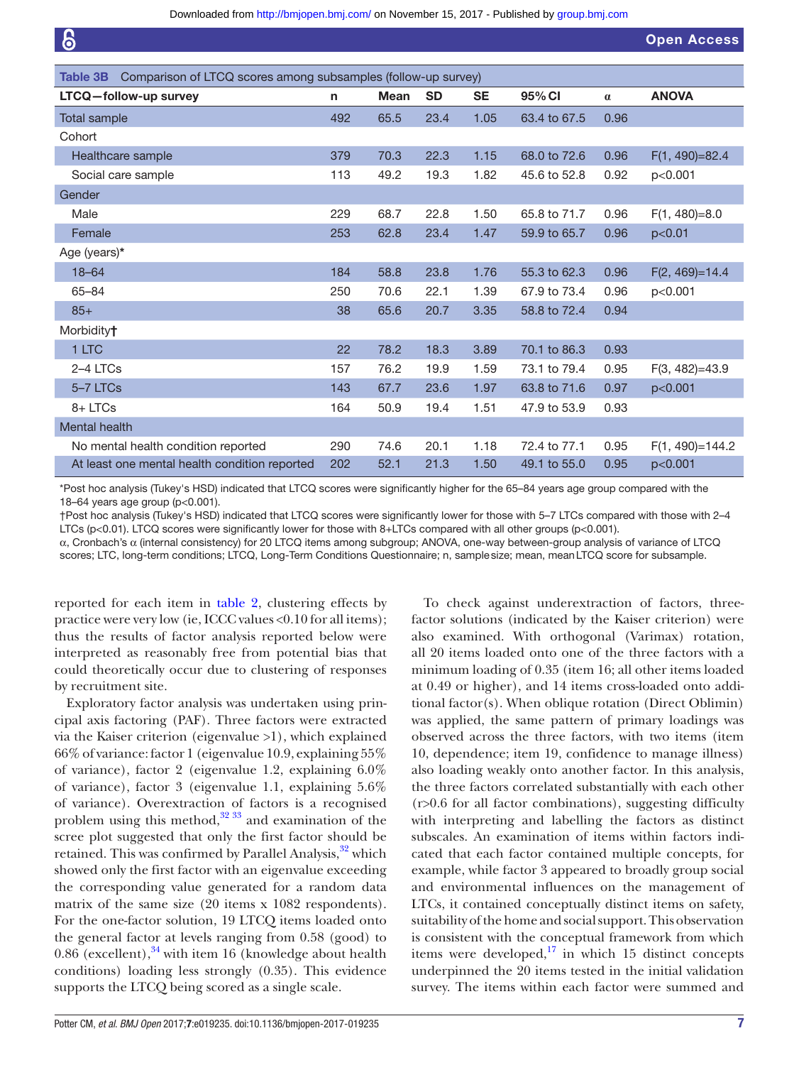**Table 3B** Comparison of LTCQ scores among subsamples (follow-up survey)

| LTCQ—follow-up survey | n | Mean | SD | SE | 95% CI | α | ANOVA |
|---|---|---|---|---|---|---|---|
| Total sample | 492 | 65.5 | 23.4 | 1.05 | 63.4 to 67.5 | 0.96 | |
| Cohort | | | | | | | |
| Healthcare sample | 379 | 70.3 | 22.3 | 1.15 | 68.0 to 72.6 | 0.96 | F(1, 490)=82.4 |
| Social care sample | 113 | 49.2 | 19.3 | 1.82 | 45.6 to 52.8 | 0.92 | p<0.001 |
| Gender | | | | | | | |
| Male | 229 | 68.7 | 22.8 | 1.50 | 65.8 to 71.7 | 0.96 | F(1, 480)=8.0 |
| Female | 253 | 62.8 | 23.4 | 1.47 | 59.9 to 65.7 | 0.96 | p<0.01 |
| Age (years)* | | | | | | | |
| 18–64 | 184 | 58.8 | 23.8 | 1.76 | 55.3 to 62.3 | 0.96 | F(2, 469)=14.4 |
| 65–84 | 250 | 70.6 | 22.1 | 1.39 | 67.9 to 73.4 | 0.96 | p<0.001 |
| 85+ | 38 | 65.6 | 20.7 | 3.35 | 58.8 to 72.4 | 0.94 | |
| Morbidity† | | | | | | | |
| 1 LTC | 22 | 78.2 | 18.3 | 3.89 | 70.1 to 86.3 | 0.93 | |
| 2–4 LTCs | 157 | 76.2 | 19.9 | 1.59 | 73.1 to 79.4 | 0.95 | F(3, 482)=43.9 |
| 5–7 LTCs | 143 | 67.7 | 23.6 | 1.97 | 63.8 to 71.6 | 0.97 | p<0.001 |
| 8+ LTCs | 164 | 50.9 | 19.4 | 1.51 | 47.9 to 53.9 | 0.93 | |
| Mental health | | | | | | | |
| No mental health condition reported | 290 | 74.6 | 20.1 | 1.18 | 72.4 to 77.1 | 0.95 | F(1, 490)=144.2 |
| At least one mental health condition reported | 202 | 52.1 | 21.3 | 1.50 | 49.1 to 55.0 | 0.95 | p<0.001 |

*Post hoc analysis (Tukey's HSD) indicated that LTCQ scores were significantly higher for the 65–84 years age group compared with the 18–64 years age group (p<0.001).

†Post hoc analysis (Tukey's HSD) indicated that LTCQ scores were significantly lower for those with 5–7 LTCs compared with those with 2–4 LTCs (p<0.01). LTCQ scores were significantly lower for those with 8+LTCs compared with all other groups (p<0.001).

α, Cronbach's α (internal consistency) for 20 LTCQ items among subgroup; ANOVA, one-way between-group analysis of variance of LTCQ scores; LTC, long-term conditions; LTCQ, Long-Term Conditions Questionnaire; n, sample size; mean, mean LTCQ score for subsample.

reported for each item in table 2, clustering effects by practice were very low (ie, ICCC values <0.10 for all items); thus the results of factor analysis reported below were interpreted as reasonably free from potential bias that could theoretically occur due to clustering of responses by recruitment site.

Exploratory factor analysis was undertaken using principal axis factoring (PAF). Three factors were extracted via the Kaiser criterion (eigenvalue >1), which explained 66% of variance: factor 1 (eigenvalue 10.9, explaining 55% of variance), factor 2 (eigenvalue 1.2, explaining 6.0% of variance), factor 3 (eigenvalue 1.1, explaining 5.6% of variance). Overextraction of factors is a recognised problem using this method,[32 33] and examination of the scree plot suggested that only the first factor should be retained. This was confirmed by Parallel Analysis,[32] which showed only the first factor with an eigenvalue exceeding the corresponding value generated for a random data matrix of the same size (20 items x 1082 respondents). For the one-factor solution, 19 LTCQ items loaded onto the general factor at levels ranging from 0.58 (good) to 0.86 (excellent),[34] with item 16 (knowledge about health conditions) loading less strongly (0.35). This evidence supports the LTCQ being scored as a single scale.

To check against underextraction of factors, three-factor solutions (indicated by the Kaiser criterion) were also examined. With orthogonal (Varimax) rotation, all 20 items loaded onto one of the three factors with a minimum loading of 0.35 (item 16; all other items loaded at 0.49 or higher), and 14 items cross-loaded onto additional factor(s). When oblique rotation (Direct Oblimin) was applied, the same pattern of primary loadings was observed across the three factors, with two items (item 10, dependence; item 19, confidence to manage illness) also loading weakly onto another factor. In this analysis, the three factors correlated substantially with each other (r>0.6 for all factor combinations), suggesting difficulty with interpreting and labelling the factors as distinct subscales. An examination of items within factors indicated that each factor contained multiple concepts, for example, while factor 3 appeared to broadly group social and environmental influences on the management of LTCs, it contained conceptually distinct items on safety, suitability of the home and social support. This observation is consistent with the conceptual framework from which items were developed,[17] in which 15 distinct concepts underpinned the 20 items tested in the initial validation survey. The items within each factor were summed and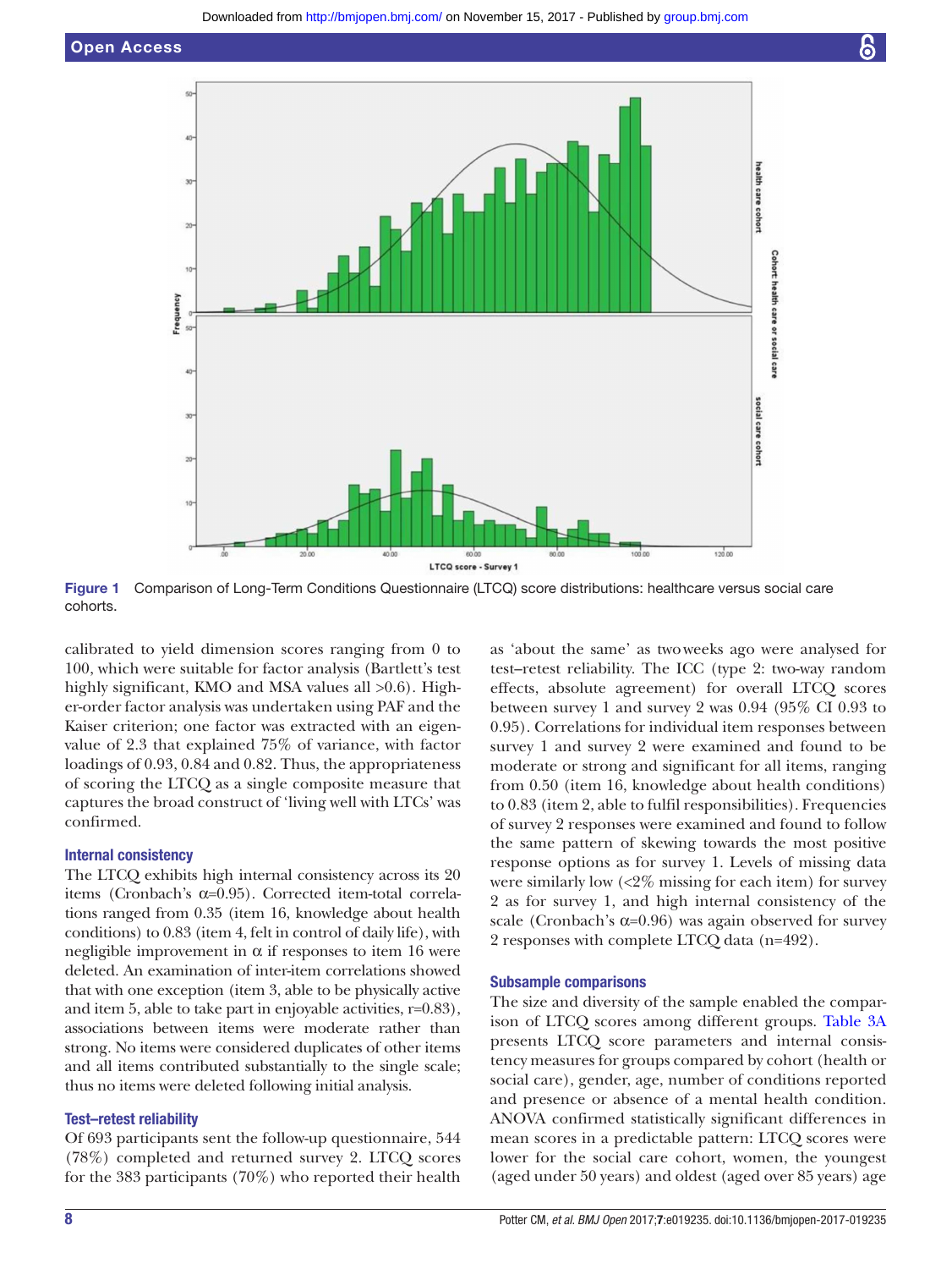Figure 1 Comparison of Long-Term Conditions Questionnaire (LTCQ) score distributions: healthcare versus social care cohorts.

calibrated to yield dimension scores ranging from 0 to 100, which were suitable for factor analysis (Bartlett's test highly significant, KMO and MSA values all >0.6). Higher-order factor analysis was undertaken using PAF and the Kaiser criterion; one factor was extracted with an eigenvalue of 2.3 that explained 75% of variance, with factor loadings of 0.93, 0.84 and 0.82. Thus, the appropriateness of scoring the LTCQ as a single composite measure that captures the broad construct of 'living well with LTCs' was confirmed.

### Internal consistency

The LTCQ exhibits high internal consistency across its 20 items (Cronbach's α=0.95). Corrected item-total correlations ranged from 0.35 (item 16, knowledge about health conditions) to 0.83 (item 4, felt in control of daily life), with negligible improvement in α if responses to item 16 were deleted. An examination of inter-item correlations showed that with one exception (item 3, able to be physically active and item 5, able to take part in enjoyable activities, r=0.83), associations between items were moderate rather than strong. No items were considered duplicates of other items and all items contributed substantially to the single scale; thus no items were deleted following initial analysis.

### Test–retest reliability

Of 693 participants sent the follow-up questionnaire, 544 (78%) completed and returned survey 2. LTCQ scores for the 383 participants (70%) who reported their health as 'about the same' as two weeks ago were analysed for test–retest reliability. The ICC (type 2: two-way random effects, absolute agreement) for overall LTCQ scores between survey 1 and survey 2 was 0.94 (95% CI 0.93 to 0.95). Correlations for individual item responses between survey 1 and survey 2 were examined and found to be moderate or strong and significant for all items, ranging from 0.50 (item 16, knowledge about health conditions) to 0.83 (item 2, able to fulfil responsibilities). Frequencies of survey 2 responses were examined and found to follow the same pattern of skewing towards the most positive response options as for survey 1. Levels of missing data were similarly low (<2% missing for each item) for survey 2 as for survey 1, and high internal consistency of the scale (Cronbach's α=0.96) was again observed for survey 2 responses with complete LTCQ data (n=492).

### Subsample comparisons

The size and diversity of the sample enabled the comparison of LTCQ scores among different groups. Table 3A presents LTCQ score parameters and internal consistency measures for groups compared by cohort (health or social care), gender, age, number of conditions reported and presence or absence of a mental health condition. ANOVA confirmed statistically significant differences in mean scores in a predictable pattern: LTCQ scores were lower for the social care cohort, women, the youngest (aged under 50 years) and oldest (aged over 85 years) age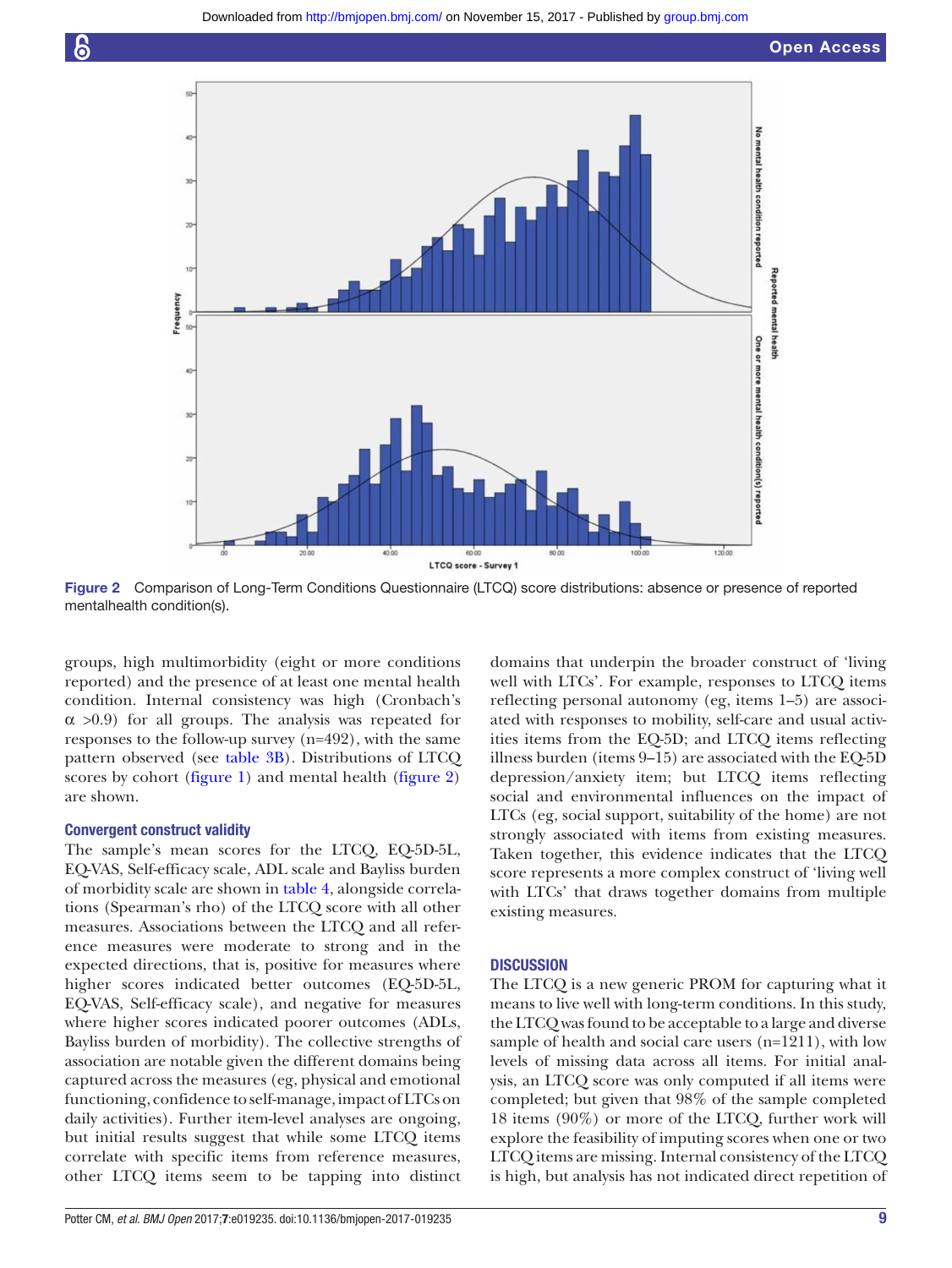Figure 2 Comparison of Long-Term Conditions Questionnaire (LTCQ) score distributions: absence or presence of reported mentalhealth condition(s).

groups, high multimorbidity (eight or more conditions reported) and the presence of at least one mental health condition. Internal consistency was high (Cronbach's $\alpha$ >0.9) for all groups. The analysis was repeated for responses to the follow-up survey (n=492), with the same pattern observed (see table 3B). Distributions of LTCQ scores by cohort (figure 1) and mental health (figure 2) are shown.

### Convergent construct validity

The sample's mean scores for the LTCQ, EQ-5D-5L, EQ-VAS, Self-efficacy scale, ADL scale and Bayliss burden of morbidity scale are shown in table 4, alongside correlations (Spearman's rho) of the LTCQ score with all other measures. Associations between the LTCQ and all reference measures were moderate to strong and in the expected directions, that is, positive for measures where higher scores indicated better outcomes (EQ-5D-5L, EQ-VAS, Self-efficacy scale), and negative for measures where higher scores indicated poorer outcomes (ADLs, Bayliss burden of morbidity). The collective strengths of association are notable given the different domains being captured across the measures (eg, physical and emotional functioning, confidence to self-manage, impact of LTCs on daily activities). Further item-level analyses are ongoing, but initial results suggest that while some LTCQ items correlate with specific items from reference measures, other LTCQ items seem to be tapping into distinct domains that underpin the broader construct of 'living well with LTCs'. For example, responses to LTCQ items reflecting personal autonomy (eg, items 1–5) are associated with responses to mobility, self-care and usual activities items from the EQ-5D; and LTCQ items reflecting illness burden (items 9–15) are associated with the EQ-5D depression/anxiety item; but LTCQ items reflecting social and environmental influences on the impact of LTCs (eg, social support, suitability of the home) are not strongly associated with items from existing measures. Taken together, this evidence indicates that the LTCQ score represents a more complex construct of 'living well with LTCs' that draws together domains from multiple existing measures.

## DISCUSSION

The LTCQ is a new generic PROM for capturing what it means to live well with long-term conditions. In this study, the LTCQ was found to be acceptable to a large and diverse sample of health and social care users (n=1211), with low levels of missing data across all items. For initial analysis, an LTCQ score was only computed if all items were completed; but given that 98% of the sample completed 18 items (90%) or more of the LTCQ, further work will explore the feasibility of imputing scores when one or two LTCQ items are missing. Internal consistency of the LTCQ is high, but analysis has not indicated direct repetition of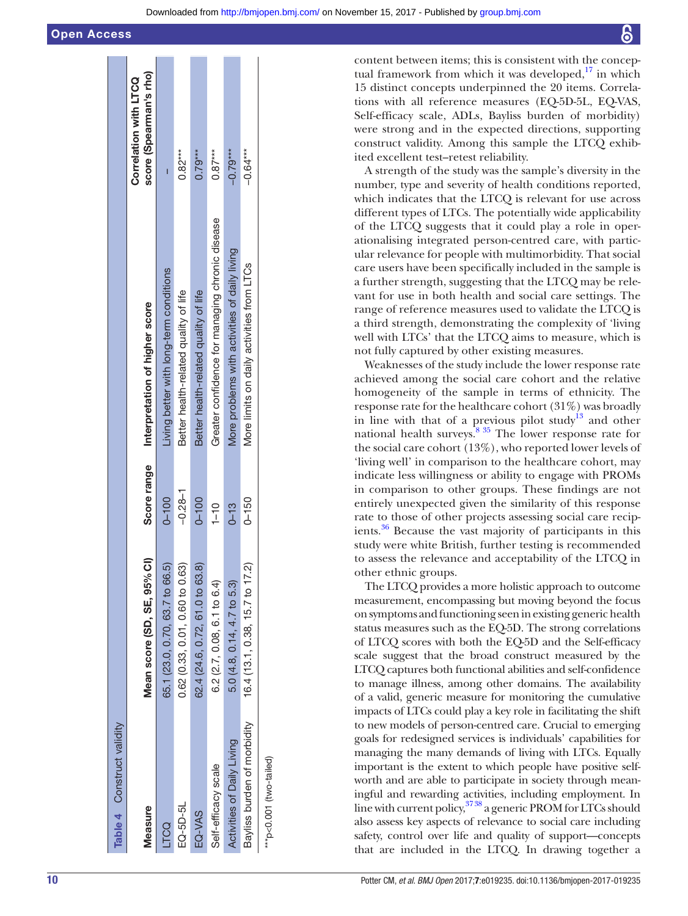**Table 4** Construct validity

| Measure | Mean score (SD, SE, 95% CI) | Score range | Interpretation of higher score | Correlation with LTCQ score (Spearman's rho) |
|---|---|---|---|---|
| LTCQ | 65.1 (23.0, 0.70, 63.7 to 66.5) | 0–100 | Living better with long-term conditions | – |
| EQ-5D-5L | 0.62 (0.33, 0.01, 0.60 to 0.63) | −0.28–1 | Better health-related quality of life | 0.82*** |
| EQ-VAS | 62.4 (24.6, 0.72, 61.0 to 63.8) | 0–100 | Better health-related quality of life | 0.79*** |
| Self-efficacy scale | 6.2 (2.7, 0.08, 6.1 to 6.4) | 1–10 | Greater confidence for managing chronic disease | 0.87*** |
| Activities of Daily Living | 5.0 (4.8, 0.14, 4.7 to 5.3) | 0–13 | More problems with activities of daily living | −0.79*** |
| Bayliss burden of morbidity | 16.4 (13.1, 0.38, 15.7 to 17.2) | 0–150 | More limits on daily activities from LTCs | −0.64*** |

***p<0.001 (two-tailed)

content between items; this is consistent with the conceptual framework from which it was developed,[17] in which 15 distinct concepts underpinned the 20 items. Correlations with all reference measures (EQ-5D-5L, EQ-VAS, Self-efficacy scale, ADLs, Bayliss burden of morbidity) were strong and in the expected directions, supporting construct validity. Among this sample the LTCQ exhibited excellent test–retest reliability.

A strength of the study was the sample's diversity in the number, type and severity of health conditions reported, which indicates that the LTCQ is relevant for use across different types of LTCs. The potentially wide applicability of the LTCQ suggests that it could play a role in operationalising integrated person-centred care, with particular relevance for people with multimorbidity. That social care users have been specifically included in the sample is a further strength, suggesting that the LTCQ may be relevant for use in both health and social care settings. The range of reference measures used to validate the LTCQ is a third strength, demonstrating the complexity of 'living well with LTCs' that the LTCQ aims to measure, which is not fully captured by other existing measures.

Weaknesses of the study include the lower response rate achieved among the social care cohort and the relative homogeneity of the sample in terms of ethnicity. The response rate for the healthcare cohort (31%) was broadly in line with that of a previous pilot study[13] and other national health surveys.[8 35] The lower response rate for the social care cohort (13%), who reported lower levels of 'living well' in comparison to the healthcare cohort, may indicate less willingness or ability to engage with PROMs in comparison to other groups. These findings are not entirely unexpected given the similarity of this response rate to those of other projects assessing social care recipients.[36] Because the vast majority of participants in this study were white British, further testing is recommended to assess the relevance and acceptability of the LTCQ in other ethnic groups.

The LTCQ provides a more holistic approach to outcome measurement, encompassing but moving beyond the focus on symptoms and functioning seen in existing generic health status measures such as the EQ-5D. The strong correlations of LTCQ scores with both the EQ-5D and the Self-efficacy scale suggest that the broad construct measured by the LTCQ captures both functional abilities and self-confidence to manage illness, among other domains. The availability of a valid, generic measure for monitoring the cumulative impacts of LTCs could play a key role in facilitating the shift to new models of person-centred care. Crucial to emerging goals for redesigned services is individuals' capabilities for managing the many demands of living with LTCs. Equally important is the extent to which people have positive self-worth and are able to participate in society through meaningful and rewarding activities, including employment. In line with current policy,[37 38] a generic PROM for LTCs should also assess key aspects of relevance to social care including safety, control over life and quality of support—concepts that are included in the LTCQ. In drawing together a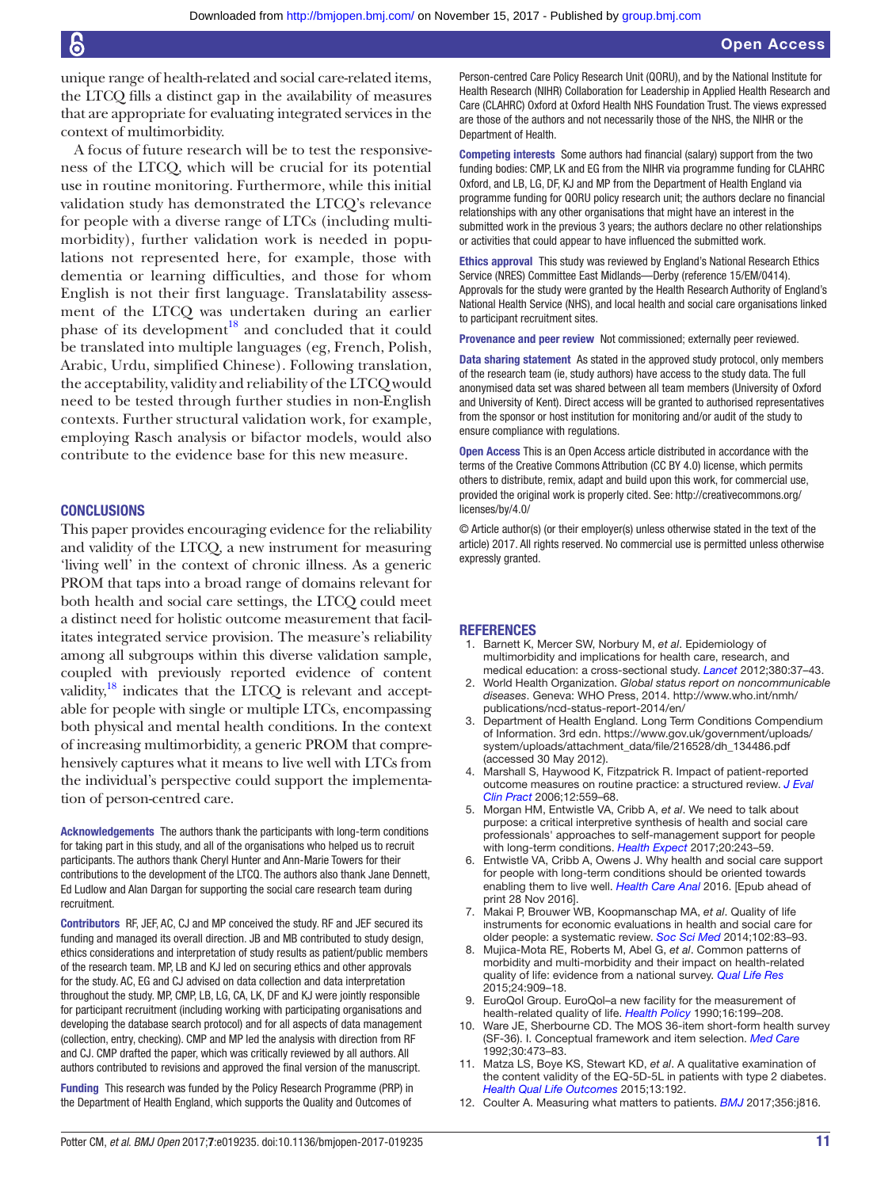unique range of health-related and social care-related items, the LTCQ fills a distinct gap in the availability of measures that are appropriate for evaluating integrated services in the context of multimorbidity.

A focus of future research will be to test the responsiveness of the LTCQ, which will be crucial for its potential use in routine monitoring. Furthermore, while this initial validation study has demonstrated the LTCQ's relevance for people with a diverse range of LTCs (including multimorbidity), further validation work is needed in populations not represented here, for example, those with dementia or learning difficulties, and those for whom English is not their first language. Translatability assessment of the LTCQ was undertaken during an earlier phase of its development[18] and concluded that it could be translated into multiple languages (eg, French, Polish, Arabic, Urdu, simplified Chinese). Following translation, the acceptability, validity and reliability of the LTCQ would need to be tested through further studies in non-English contexts. Further structural validation work, for example, employing Rasch analysis or bifactor models, would also contribute to the evidence base for this new measure.

## CONCLUSIONS

This paper provides encouraging evidence for the reliability and validity of the LTCQ, a new instrument for measuring 'living well' in the context of chronic illness. As a generic PROM that taps into a broad range of domains relevant for both health and social care settings, the LTCQ could meet a distinct need for holistic outcome measurement that facilitates integrated service provision. The measure's reliability among all subgroups within this diverse validation sample, coupled with previously reported evidence of content validity,[18] indicates that the LTCQ is relevant and acceptable for people with single or multiple LTCs, encompassing both physical and mental health conditions. In the context of increasing multimorbidity, a generic PROM that comprehensively captures what it means to live well with LTCs from the individual's perspective could support the implementation of person-centred care.

**Acknowledgements** The authors thank the participants with long-term conditions for taking part in this study, and all of the organisations who helped us to recruit participants. The authors thank Cheryl Hunter and Ann-Marie Towers for their contributions to the development of the LTCQ. The authors also thank Jane Dennett, Ed Ludlow and Alan Dargan for supporting the social care research team during recruitment.

**Contributors** RF, JEF, AC, CJ and MP conceived the study. RF and JEF secured its funding and managed its overall direction. JB and MB contributed to study design, ethics considerations and interpretation of study results as patient/public members of the research team. MP, LB and KJ led on securing ethics and other approvals for the study. AC, EG and CJ advised on data collection and data interpretation throughout the study. MP, CMP, LB, LG, CA, LK, DF and KJ were jointly responsible for participant recruitment (including working with participating organisations and developing the database search protocol) and for all aspects of data management (collection, entry, checking). CMP and MP led the analysis with direction from RF and CJ. CMP drafted the paper, which was critically reviewed by all authors. All authors contributed to revisions and approved the final version of the manuscript.

**Funding** This research was funded by the Policy Research Programme (PRP) in the Department of Health England, which supports the Quality and Outcomes of Person-centred Care Policy Research Unit (QORU), and by the National Institute for Health Research (NIHR) Collaboration for Leadership in Applied Health Research and Care (CLAHRC) Oxford at Oxford Health NHS Foundation Trust. The views expressed are those of the authors and not necessarily those of the NHS, the NIHR or the Department of Health.

**Competing interests** Some authors had financial (salary) support from the two funding bodies: CMP, LK and EG from the NIHR via programme funding for CLAHRC Oxford, and LB, LG, DF, KJ and MP from the Department of Health England via programme funding for QORU policy research unit; the authors declare no financial relationships with any other organisations that might have an interest in the submitted work in the previous 3 years; the authors declare no other relationships or activities that could appear to have influenced the submitted work.

**Ethics approval** This study was reviewed by England's National Research Ethics Service (NRES) Committee East Midlands—Derby (reference 15/EM/0414). Approvals for the study were granted by the Health Research Authority of England's National Health Service (NHS), and local health and social care organisations linked to participant recruitment sites.

**Provenance and peer review** Not commissioned; externally peer reviewed.

**Data sharing statement** As stated in the approved study protocol, only members of the research team (ie, study authors) have access to the study data. The full anonymised data set was shared between all team members (University of Oxford and University of Kent). Direct access will be granted to authorised representatives from the sponsor or host institution for monitoring and/or audit of the study to ensure compliance with regulations.

**Open Access** This is an Open Access article distributed in accordance with the terms of the Creative Commons Attribution (CC BY 4.0) license, which permits others to distribute, remix, adapt and build upon this work, for commercial use, provided the original work is properly cited. See: http://creativecommons.org/licenses/by/4.0/

© Article author(s) (or their employer(s) unless otherwise stated in the text of the article) 2017. All rights reserved. No commercial use is permitted unless otherwise expressly granted.

## REFERENCES

1. Barnett K, Mercer SW, Norbury M, *et al*. Epidemiology of multimorbidity and implications for health care, research, and medical education: a cross-sectional study. *Lancet* 2012;380:37–43.
2. World Health Organization. *Global status report on noncommunicable diseases*. Geneva: WHO Press, 2014. http://www.who.int/nmh/publications/ncd-status-report-2014/en/
3. Department of Health England. Long Term Conditions Compendium of Information. 3rd edn. https://www.gov.uk/government/uploads/system/uploads/attachment_data/file/216528/dh_134486.pdf (accessed 30 May 2012).
4. Marshall S, Haywood K, Fitzpatrick R. Impact of patient-reported outcome measures on routine practice: a structured review. *J Eval Clin Pract* 2006;12:559–68.
5. Morgan HM, Entwistle VA, Cribb A, *et al*. We need to talk about purpose: a critical interpretive synthesis of health and social care professionals' approaches to self-management support for people with long-term conditions. *Health Expect* 2017;20:243–59.
6. Entwistle VA, Cribb A, Owens J. Why health and social care support for people with long-term conditions should be oriented towards enabling them to live well. *Health Care Anal* 2016. [Epub ahead of print 28 Nov 2016].
7. Makai P, Brouwer WB, Koopmanschap MA, *et al*. Quality of life instruments for economic evaluations in health and social care for older people: a systematic review. *Soc Sci Med* 2014;102:83–93.
8. Mujica-Mota RE, Roberts M, Abel G, *et al*. Common patterns of morbidity and multi-morbidity and their impact on health-related quality of life: evidence from a national survey. *Qual Life Res* 2015;24:909–18.
9. EuroQol Group. EuroQol–a new facility for the measurement of health-related quality of life. *Health Policy* 1990;16:199–208.
10. Ware JE, Sherbourne CD. The MOS 36-item short-form health survey (SF-36). I. Conceptual framework and item selection. *Med Care* 1992;30:473–83.
11. Matza LS, Boye KS, Stewart KD, *et al*. A qualitative examination of the content validity of the EQ-5D-5L in patients with type 2 diabetes. *Health Qual Life Outcomes* 2015;13:192.
12. Coulter A. Measuring what matters to patients. *BMJ* 2017;356:j816.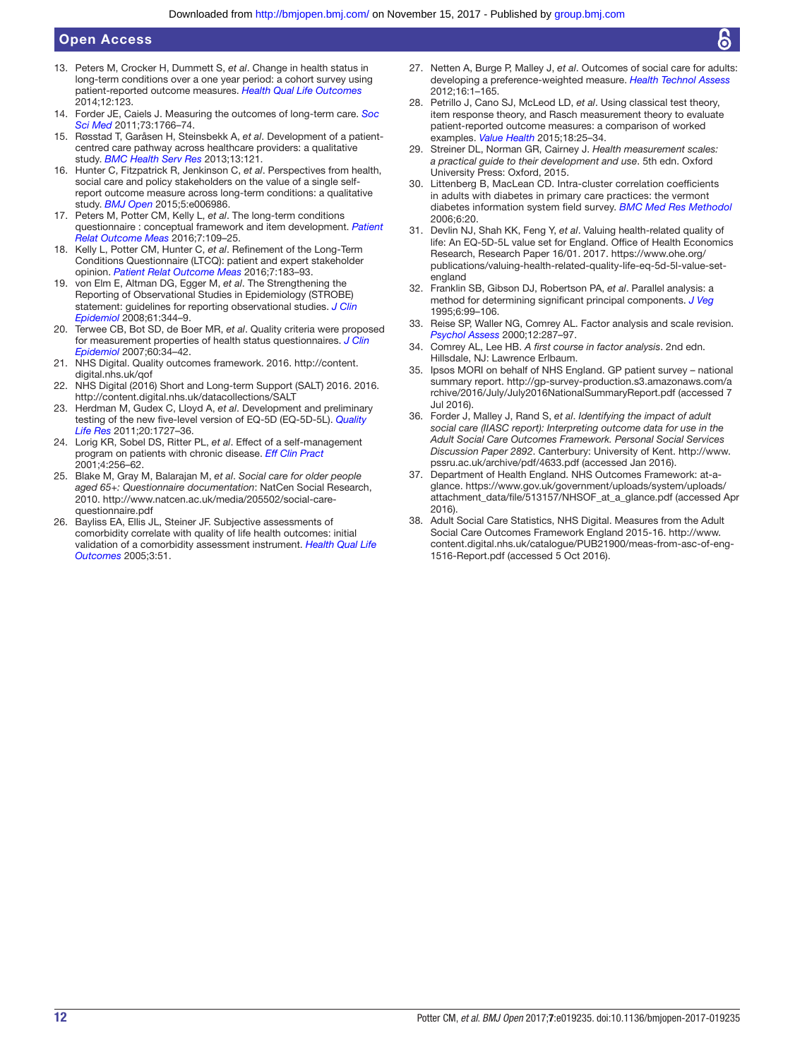13. Peters M, Crocker H, Dummett S, *et al*. Change in health status in long-term conditions over a one year period: a cohort survey using patient-reported outcome measures. *Health Qual Life Outcomes* 2014;12:123.
14. Forder JE, Caiels J. Measuring the outcomes of long-term care. *Soc Sci Med* 2011;73:1766–74.
15. Røsstad T, Garåsen H, Steinsbekk A, *et al*. Development of a patient-centred care pathway across healthcare providers: a qualitative study. *BMC Health Serv Res* 2013;13:121.
16. Hunter C, Fitzpatrick R, Jenkinson C, *et al*. Perspectives from health, social care and policy stakeholders on the value of a single self-report outcome measure across long-term conditions: a qualitative study. *BMJ Open* 2015;5:e006986.
17. Peters M, Potter CM, Kelly L, *et al*. The long-term conditions questionnaire : conceptual framework and item development. *Patient Relat Outcome Meas* 2016;7:109–25.
18. Kelly L, Potter CM, Hunter C, *et al*. Refinement of the Long-Term Conditions Questionnaire (LTCQ): patient and expert stakeholder opinion. *Patient Relat Outcome Meas* 2016;7:183–93.
19. von Elm E, Altman DG, Egger M, *et al*. The Strengthening the Reporting of Observational Studies in Epidemiology (STROBE) statement: guidelines for reporting observational studies. *J Clin Epidemiol* 2008;61:344–9.
20. Terwee CB, Bot SD, de Boer MR, *et al*. Quality criteria were proposed for measurement properties of health status questionnaires. *J Clin Epidemiol* 2007;60:34–42.
21. NHS Digital. Quality outcomes framework. 2016. http://content.digital.nhs.uk/qof
22. NHS Digital (2016) Short and Long-term Support (SALT) 2016. 2016. http://content.digital.nhs.uk/datacollections/SALT
23. Herdman M, Gudex C, Lloyd A, *et al*. Development and preliminary testing of the new five-level version of EQ-5D (EQ-5D-5L). *Quality Life Res* 2011;20:1727–36.
24. Lorig KR, Sobel DS, Ritter PL, *et al*. Effect of a self-management program on patients with chronic disease. *Eff Clin Pract* 2001;4:256–62.
25. Blake M, Gray M, Balarajan M, *et al*. *Social care for older people aged 65+: Questionnaire documentation*: NatCen Social Research, 2010. http://www.natcen.ac.uk/media/205502/social-care-questionnaire.pdf
26. Bayliss EA, Ellis JL, Steiner JF. Subjective assessments of comorbidity correlate with quality of life health outcomes: initial validation of a comorbidity assessment instrument. *Health Qual Life Outcomes* 2005;3:51.
27. Netten A, Burge P, Malley J, *et al*. Outcomes of social care for adults: developing a preference-weighted measure. *Health Technol Assess* 2012;16:1–165.
28. Petrillo J, Cano SJ, McLeod LD, *et al*. Using classical test theory, item response theory, and Rasch measurement theory to evaluate patient-reported outcome measures: a comparison of worked examples. *Value Health* 2015;18:25–34.
29. Streiner DL, Norman GR, Cairney J. *Health measurement scales: a practical guide to their development and use*. 5th edn. Oxford University Press: Oxford, 2015.
30. Littenberg B, MacLean CD. Intra-cluster correlation coefficients in adults with diabetes in primary care practices: the vermont diabetes information system field survey. *BMC Med Res Methodol* 2006;6:20.
31. Devlin NJ, Shah KK, Feng Y, *et al*. Valuing health-related quality of life: An EQ-5D-5L value set for England. Office of Health Economics Research, Research Paper 16/01. 2017. https://www.ohe.org/publications/valuing-health-related-quality-life-eq-5d-5l-value-set-england
32. Franklin SB, Gibson DJ, Robertson PA, *et al*. Parallel analysis: a method for determining significant principal components. *J Veg* 1995;6:99–106.
33. Reise SP, Waller NG, Comrey AL. Factor analysis and scale revision. *Psychol Assess* 2000;12:287–97.
34. Comrey AL, Lee HB. *A first course in factor analysis*. 2nd edn. Hillsdale, NJ: Lawrence Erlbaum.
35. Ipsos MORI on behalf of NHS England. GP patient survey – national summary report. http://gp-survey-production.s3.amazonaws.com/archive/2016/July/July2016NationalSummaryReport.pdf (accessed 7 Jul 2016).
36. Forder J, Malley J, Rand S, *et al*. *Identifying the impact of adult social care (IIASC report): Interpreting outcome data for use in the Adult Social Care Outcomes Framework. Personal Social Services Discussion Paper 2892*. Canterbury: University of Kent. http://www.pssru.ac.uk/archive/pdf/4633.pdf (accessed Jan 2016).
37. Department of Health England. NHS Outcomes Framework: at-a-glance. https://www.gov.uk/government/uploads/system/uploads/attachment_data/file/513157/NHSOF_at_a_glance.pdf (accessed Apr 2016).
38. Adult Social Care Statistics, NHS Digital. Measures from the Adult Social Care Outcomes Framework England 2015-16. http://www.content.digital.nhs.uk/catalogue/PUB21900/meas-from-asc-of-eng-1516-Report.pdf (accessed 5 Oct 2016).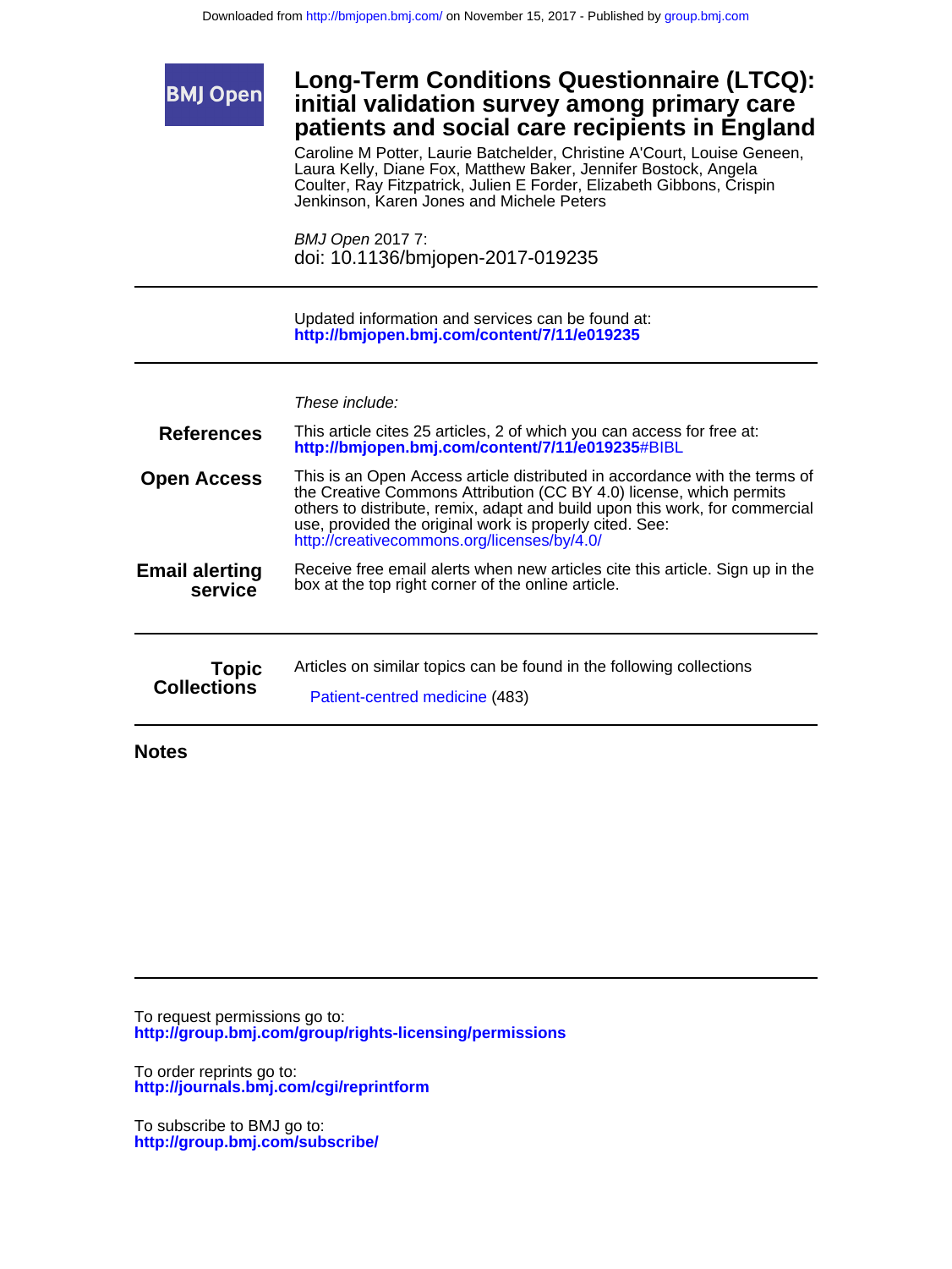BMJ Open

# Long-Term Conditions Questionnaire (LTCQ): initial validation survey among primary care patients and social care recipients in England

Caroline M Potter, Laurie Batchelder, Christine A'Court, Louise Geneen, Laura Kelly, Diane Fox, Matthew Baker, Jennifer Bostock, Angela Coulter, Ray Fitzpatrick, Julien E Forder, Elizabeth Gibbons, Crispin Jenkinson, Karen Jones and Michele Peters

*BMJ Open* 2017 7:
doi: 10.1136/bmjopen-2017-019235

Updated information and services can be found at:
**http://bmjopen.bmj.com/content/7/11/e019235**

*These include:*

| | |
|---|---|
| **References** | This article cites 25 articles, 2 of which you can access for free at: **http://bmjopen.bmj.com/content/7/11/e019235**#BIBL |
| **Open Access** | This is an Open Access article distributed in accordance with the terms of the Creative Commons Attribution (CC BY 4.0) license, which permits others to distribute, remix, adapt and build upon this work, for commercial use, provided the original work is properly cited. See: http://creativecommons.org/licenses/by/4.0/ |
| **Email alerting service** | Receive free email alerts when new articles cite this article. Sign up in the box at the top right corner of the online article. |
| **Topic Collections** | Articles on similar topics can be found in the following collections<br>Patient-centred medicine (483) |

## Notes

To request permissions go to:
**http://group.bmj.com/group/rights-licensing/permissions**

To order reprints go to:
**http://journals.bmj.com/cgi/reprintform**

To subscribe to BMJ go to:
**http://group.bmj.com/subscribe/**